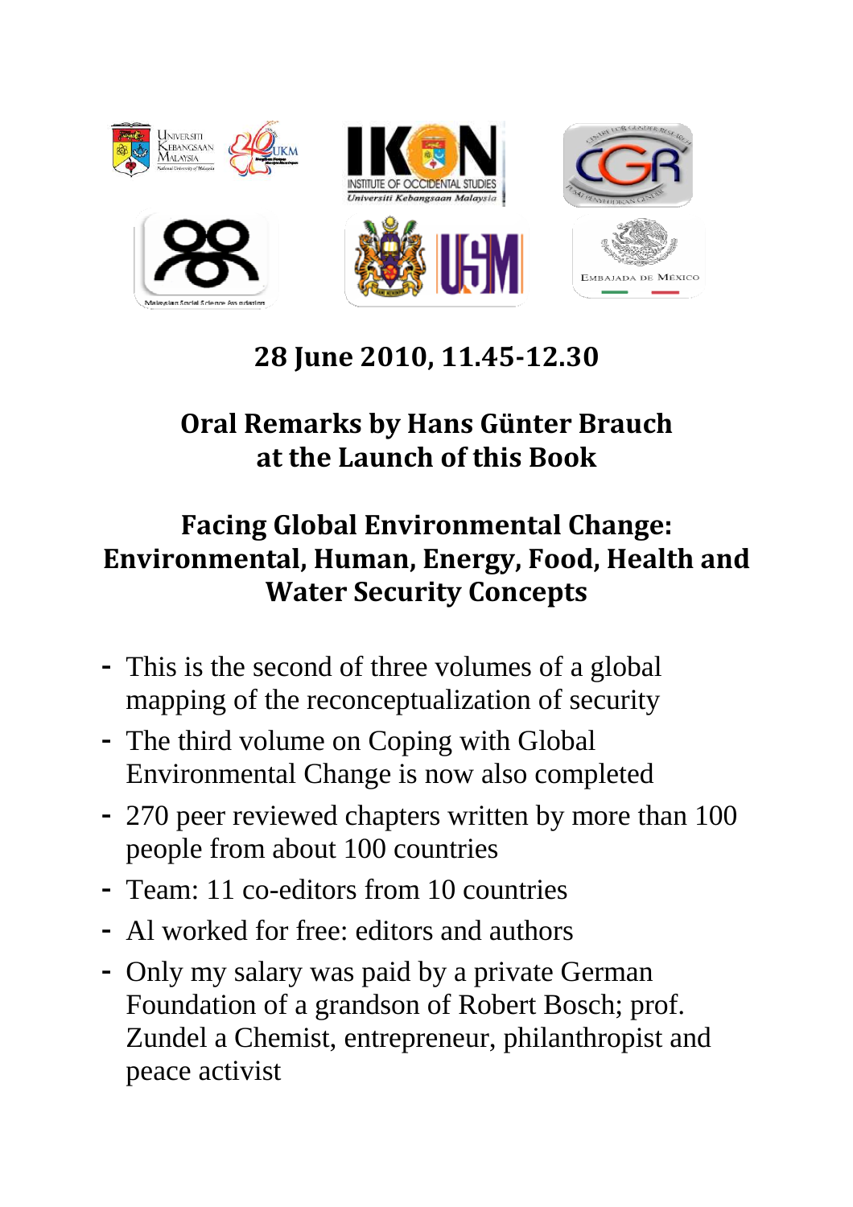**28 June 2010, 11.45-12.30**

## Oral Remarks by Hans Günter Brauch at the Launch of this Book

## Facing Global Environmental Change: Environmental, Human, Energy, Food, Health and Water Security Concepts

- This is the second of three volumes of a global mapping of the reconceptualization of security
- The third volume on Coping with Global Environmental Change is now also completed
- 270 peer reviewed chapters written by more than 100 people from about 100 countries
- Team: 11 co-editors from 10 countries
- Al worked for free: editors and authors
- Only my salary was paid by a private German Foundation of a grandson of Robert Bosch; prof. Zundel a Chemist, entrepreneur, philanthropist and peace activist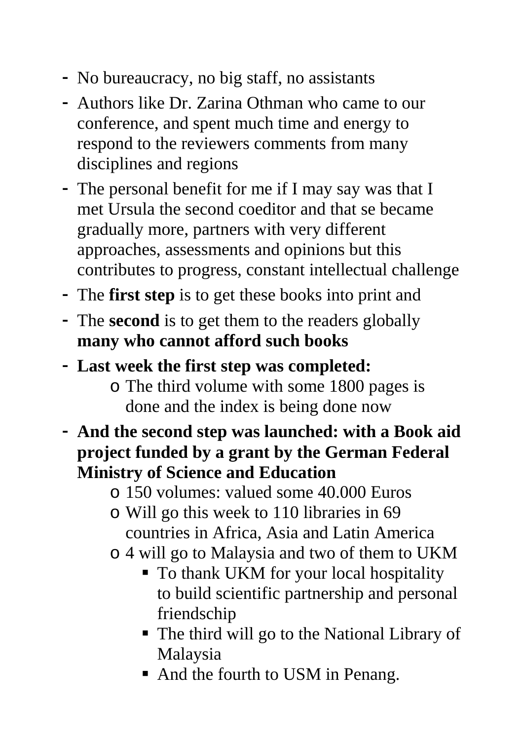- No bureaucracy, no big staff, no assistants
- Authors like Dr. Zarina Othman who came to our conference, and spent much time and energy to respond to the reviewers comments from many disciplines and regions
- The personal benefit for me if I may say was that I met Ursula the second coeditor and that se became gradually more, partners with very different approaches, assessments and opinions but this contributes to progress, constant intellectual challenge
- The **first step** is to get these books into print and
- The **second** is to get them to the readers globally **many who cannot afford such books**
- **Last week the first step was completed:**
  - The third volume with some 1800 pages is done and the index is being done now
- **And the second step was launched: with a Book aid project funded by a grant by the German Federal Ministry of Science and Education**
  - 150 volumes: valued some 40.000 Euros
  - Will go this week to 110 libraries in 69 countries in Africa, Asia and Latin America
  - 4 will go to Malaysia and two of them to UKM
    - To thank UKM for your local hospitality to build scientific partnership and personal friendschip
    - The third will go to the National Library of Malaysia
    - And the fourth to USM in Penang.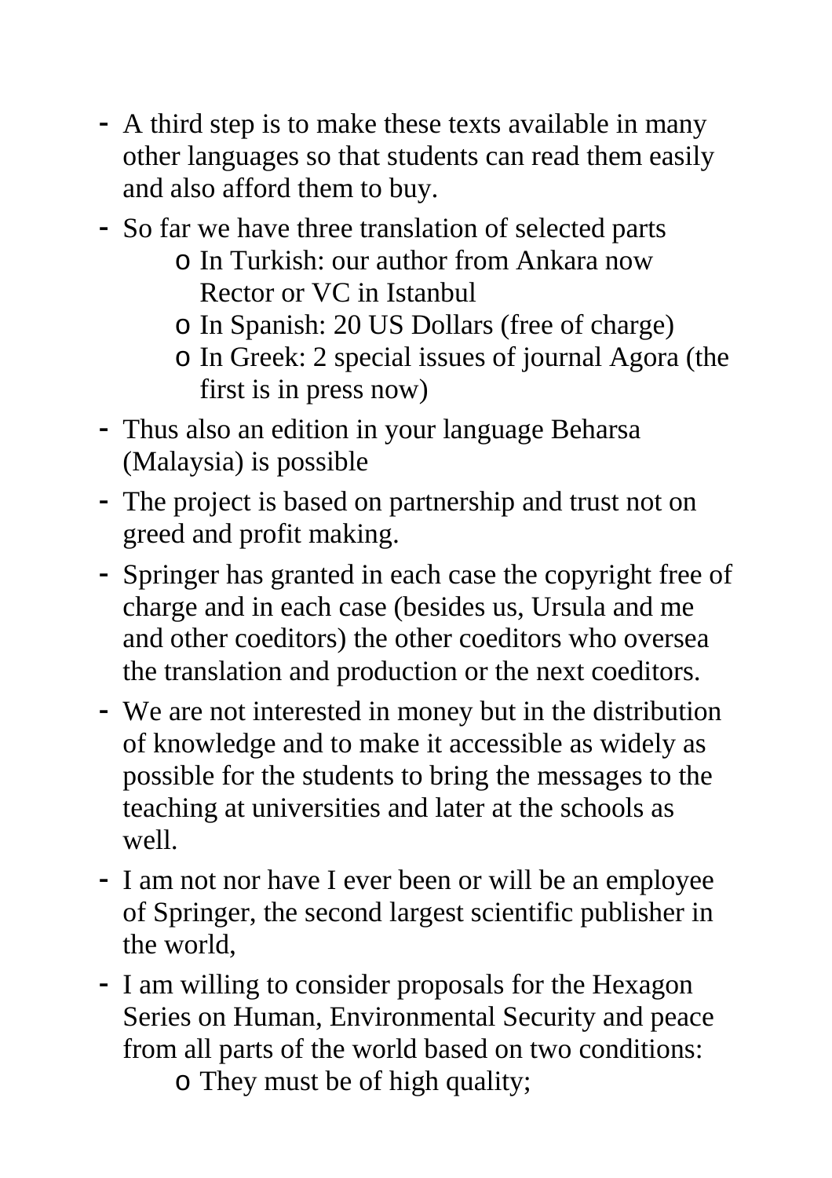- A third step is to make these texts available in many other languages so that students can read them easily and also afford them to buy.
- So far we have three translation of selected parts
    - In Turkish: our author from Ankara now Rector or VC in Istanbul
    - In Spanish: 20 US Dollars (free of charge)
    - In Greek: 2 special issues of journal Agora (the first is in press now)
- Thus also an edition in your language Beharsa (Malaysia) is possible
- The project is based on partnership and trust not on greed and profit making.
- Springer has granted in each case the copyright free of charge and in each case (besides us, Ursula and me and other coeditors) the other coeditors who oversea the translation and production or the next coeditors.
- We are not interested in money but in the distribution of knowledge and to make it accessible as widely as possible for the students to bring the messages to the teaching at universities and later at the schools as well.
- I am not nor have I ever been or will be an employee of Springer, the second largest scientific publisher in the world,
- I am willing to consider proposals for the Hexagon Series on Human, Environmental Security and peace from all parts of the world based on two conditions:
    - They must be of high quality;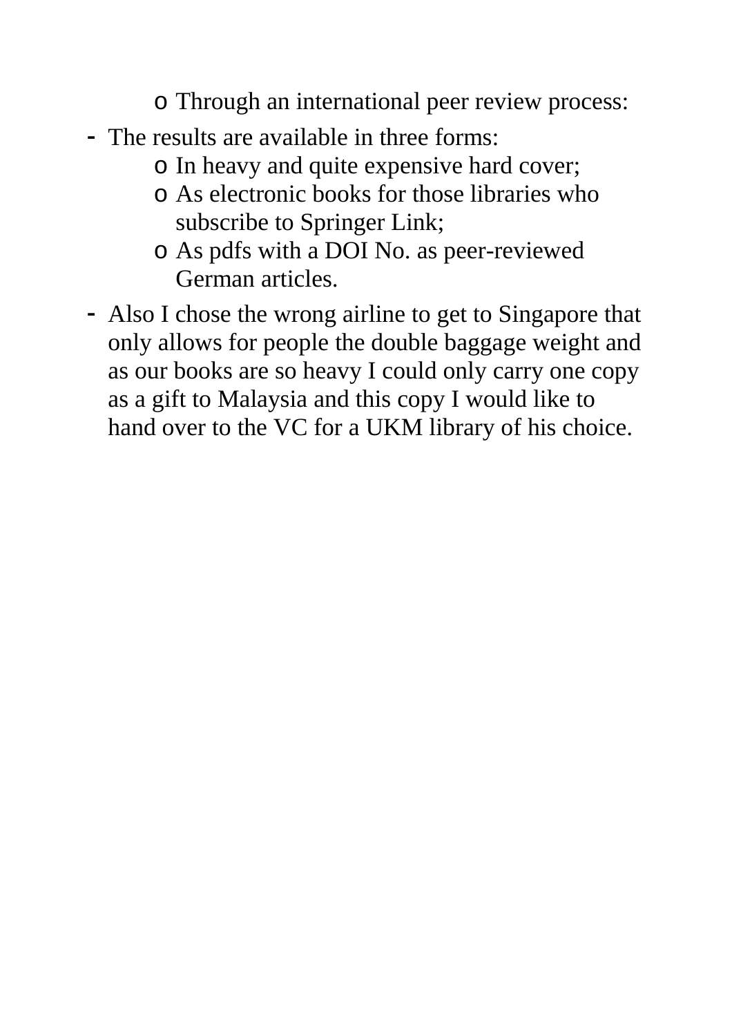- Through an international peer review process:
- The results are available in three forms:
    - In heavy and quite expensive hard cover;
    - As electronic books for those libraries who subscribe to Springer Link;
    - As pdfs with a DOI No. as peer-reviewed German articles.
- Also I chose the wrong airline to get to Singapore that only allows for people the double baggage weight and as our books are so heavy I could only carry one copy as a gift to Malaysia and this copy I would like to hand over to the VC for a UKM library of his choice.